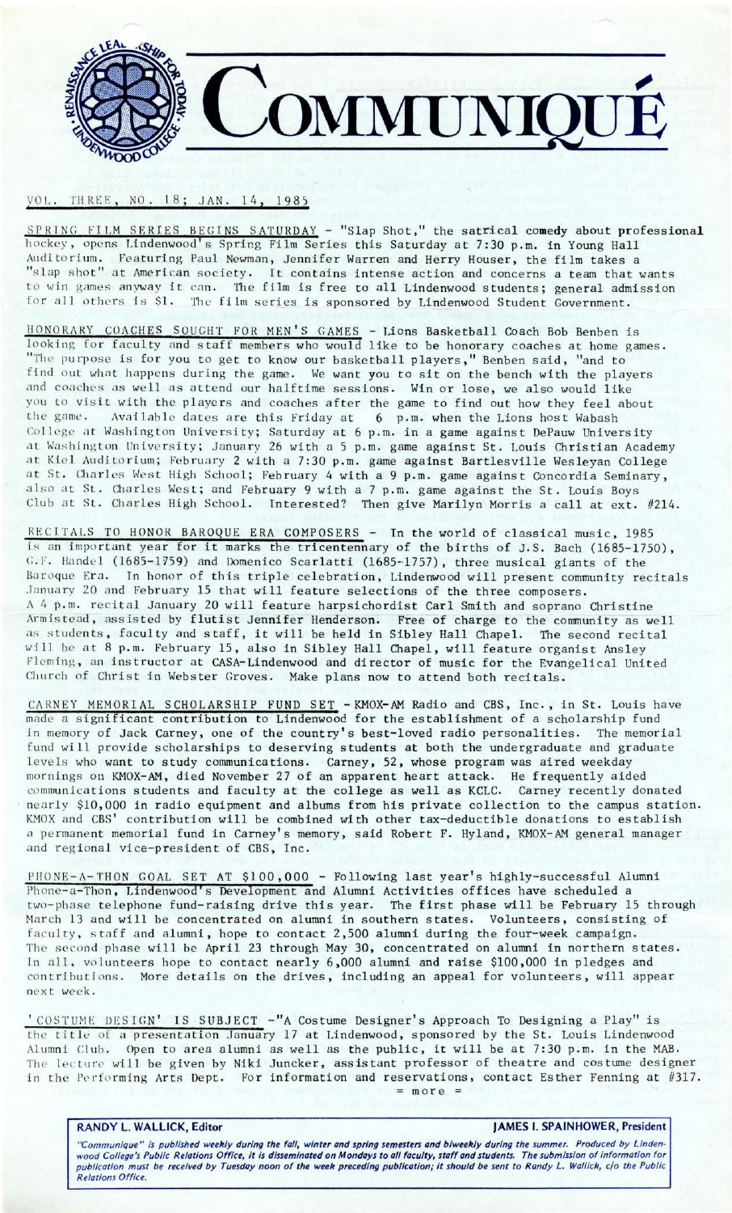# COMMUNIQUÉ

VOL. THREE, NO. 18; JAN. 14, 1985

SPRING FILM SERIES BEGINS SATURDAY - "Slap Shot," the satrical comedy about professional hockey, opens Lindenwood's Spring Film Series this Saturday at 7:30 p.m. in Young Hall Auditorium. Featuring Paul Newman, Jennifer Warren and Herry Houser, the film takes a "slap shot" at American society. It contains intense action and concerns a team that wants to win games anyway it can. The film is free to all Lindenwood students; general admission for all others is $1. The film series is sponsored by Lindenwood Student Government.

HONORARY COACHES SOUGHT FOR MEN'S GAMES - Lions Basketball Coach Bob Benben is looking for faculty and staff members who would like to be honorary coaches at home games. "The purpose is for you to get to know our basketball players," Benben said, "and to find out what happens during the game. We want you to sit on the bench with the players and coaches as well as attend our halftime sessions. Win or lose, we also would like you to visit with the players and coaches after the game to find out how they feel about the game. Available dates are this Friday at 6 p.m. when the Lions host Wabash College at Washington University; Saturday at 6 p.m. in a game against DePauw University at Washington University; January 26 with a 5 p.m. game against St. Louis Christian Academy at Kiel Auditorium; February 2 with a 7:30 p.m. game against Bartlesville Wesleyan College at St. Charles West High School; February 4 with a 9 p.m. game against Concordia Seminary, also at St. Charles West; and February 9 with a 7 p.m. game against the St. Louis Boys Club at St. Charles High School. Interested? Then give Marilyn Morris a call at ext. #214.

RECITALS TO HONOR BAROQUE ERA COMPOSERS - In the world of classical music, 1985 is an important year for it marks the tricentennary of the births of J.S. Bach (1685-1750), G.F. Handel (1685-1759) and Domenico Scarlatti (1685-1757), three musical giants of the Baroque Era. In honor of this triple celebration, Lindenwood will present community recitals January 20 and February 15 that will feature selections of the three composers. A 4 p.m. recital January 20 will feature harpsichordist Carl Smith and soprano Christine Armistead, assisted by flutist Jennifer Henderson. Free of charge to the community as well as students, faculty and staff, it will be held in Sibley Hall Chapel. The second recital will be at 8 p.m. February 15, also in Sibley Hall Chapel, will feature organist Ansley Fleming, an instructor at CASA-Lindenwood and director of music for the Evangelical United Church of Christ in Webster Groves. Make plans now to attend both recitals.

CARNEY MEMORIAL SCHOLARSHIP FUND SET - KMOX-AM Radio and CBS, Inc., in St. Louis have made a significant contribution to Lindenwood for the establishment of a scholarship fund in memory of Jack Carney, one of the country's best-loved radio personalities. The memorial fund will provide scholarships to deserving students at both the undergraduate and graduate levels who want to study communications. Carney, 52, whose program was aired weekday mornings on KMOX-AM, died November 27 of an apparent heart attack. He frequently aided communications students and faculty at the college as well as KCLC. Carney recently donated nearly $10,000 in radio equipment and albums from his private collection to the campus station. KMOX and CBS' contribution will be combined with other tax-deductible donations to establish a permanent memorial fund in Carney's memory, said Robert F. Hyland, KMOX-AM general manager and regional vice-president of CBS, Inc.

PHONE-A-THON GOAL SET AT $100,000 - Following last year's highly-successful Alumni Phone-a-Thon, Lindenwood's Development and Alumni Activities offices have scheduled a two-phase telephone fund-raising drive this year. The first phase will be February 15 through March 13 and will be concentrated on alumni in southern states. Volunteers, consisting of faculty, staff and alumni, hope to contact 2,500 alumni during the four-week campaign. The second phase will be April 23 through May 30, concentrated on alumni in northern states. In all, volunteers hope to contact nearly 6,000 alumni and raise $100,000 in pledges and contributions. More details on the drives, including an appeal for volunteers, will appear next week.

'COSTUME DESIGN' IS SUBJECT - "A Costume Designer's Approach To Designing a Play" is the title of a presentation January 17 at Lindenwood, sponsored by the St. Louis Lindenwood Alumni Club. Open to area alumni as well as the public, it will be at 7:30 p.m. in the MAB. The lecture will be given by Niki Juncker, assistant professor of theatre and costume designer in the Performing Arts Dept. For information and reservations, contact Esther Fenning at #317.

= more =

**RANDY L. WALLICK, Editor** — **JAMES I. SPAINHOWER, President**

*"Communique" is published weekly during the fall, winter and spring semesters and biweekly during the summer. Produced by Lindenwood College's Public Relations Office, it is disseminated on Mondays to all faculty, staff and students. The submission of information for publication must be received by Tuesday noon of the week preceding publication; it should be sent to Randy L. Wallick, c/o the Public Relations Office.*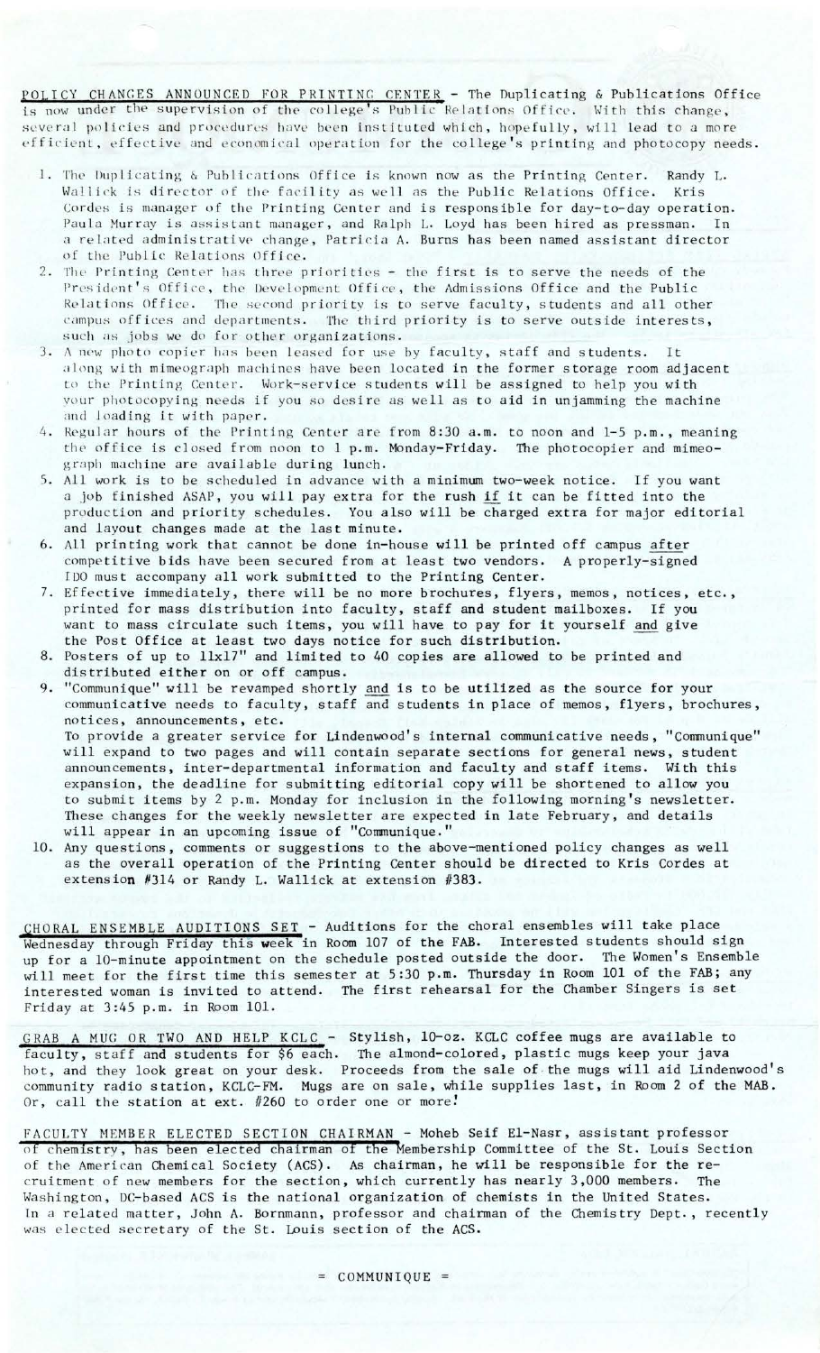**POLICY CHANGES ANNOUNCED FOR PRINTING CENTER** - The Duplicating & Publications Office is now under the supervision of the college's Public Relations Office. With this change, several policies and procedures have been instituted which, hopefully, will lead to a more efficient, effective and economical operation for the college's printing and photocopy needs.

1. The Duplicating & Publications Office is known now as the Printing Center. Randy L. Wallick is director of the facility as well as the Public Relations Office. Kris Cordes is manager of the Printing Center and is responsible for day-to-day operation. Paula Murray is assistant manager, and Ralph L. Loyd has been hired as pressman. In a related administrative change, Patricia A. Burns has been named assistant director of the Public Relations Office.
2. The Printing Center has three priorities - the first is to serve the needs of the President's Office, the Development Office, the Admissions Office and the Public Relations Office. The second priority is to serve faculty, students and all other campus offices and departments. The third priority is to serve outside interests, such as jobs we do for other organizations.
3. A new photo copier has been leased for use by faculty, staff and students. It along with mimeograph machines have been located in the former storage room adjacent to the Printing Center. Work-service students will be assigned to help you with your photocopying needs if you so desire as well as to aid in unjamming the machine and loading it with paper.
4. Regular hours of the Printing Center are from 8:30 a.m. to noon and 1-5 p.m., meaning the office is closed from noon to 1 p.m. Monday-Friday. The photocopier and mimeograph machine are available during lunch.
5. All work is to be scheduled in advance with a minimum two-week notice. If you want a job finished ASAP, you will pay extra for the rush <u>if</u> it can be fitted into the production and priority schedules. You also will be charged extra for major editorial and layout changes made at the last minute.
6. All printing work that cannot be done in-house will be printed off campus <u>after</u> competitive bids have been secured from at least two vendors. A properly-signed IDO must accompany all work submitted to the Printing Center.
7. Effective immediately, there will be no more brochures, flyers, memos, notices, etc., printed for mass distribution into faculty, staff and student mailboxes. If you want to mass circulate such items, you will have to pay for it yourself <u>and</u> give the Post Office at least two days notice for such distribution.
8. Posters of up to 11x17" and limited to 40 copies are allowed to be printed and distributed either on or off campus.
9. "Communique" will be revamped shortly <u>and</u> is to be utilized as the source for your communicative needs to faculty, staff and students in place of memos, flyers, brochures, notices, announcements, etc.
   To provide a greater service for Lindenwood's internal communicative needs, "Communique" will expand to two pages and will contain separate sections for general news, student announcements, inter-departmental information and faculty and staff items. With this expansion, the deadline for submitting editorial copy will be shortened to allow you to submit items by 2 p.m. Monday for inclusion in the following morning's newsletter. These changes for the weekly newsletter are expected in late February, and details will appear in an upcoming issue of "Communique."
10. Any questions, comments or suggestions to the above-mentioned policy changes as well as the overall operation of the Printing Center should be directed to Kris Cordes at extension #314 or Randy L. Wallick at extension #383.

**CHORAL ENSEMBLE AUDITIONS SET** - Auditions for the choral ensembles will take place Wednesday through Friday this week in Room 107 of the FAB. Interested students should sign up for a 10-minute appointment on the schedule posted outside the door. The Women's Ensemble will meet for the first time this semester at 5:30 p.m. Thursday in Room 101 of the FAB; any interested woman is invited to attend. The first rehearsal for the Chamber Singers is set Friday at 3:45 p.m. in Room 101.

**GRAB A MUG OR TWO AND HELP KCLC** - Stylish, 10-oz. KCLC coffee mugs are available to faculty, staff and students for $6 each. The almond-colored, plastic mugs keep your java hot, and they look great on your desk. Proceeds from the sale of the mugs will aid Lindenwood's community radio station, KCLC-FM. Mugs are on sale, while supplies last, in Room 2 of the MAB. Or, call the station at ext. #260 to order one or more!

**FACULTY MEMBER ELECTED SECTION CHAIRMAN** - Moheb Seif El-Nasr, assistant professor of chemistry, has been elected chairman of the Membership Committee of the St. Louis Section of the American Chemical Society (ACS). As chairman, he will be responsible for the recruitment of new members for the section, which currently has nearly 3,000 members. The Washington, DC-based ACS is the national organization of chemists in the United States. In a related matter, John A. Bornmann, professor and chairman of the Chemistry Dept., recently was elected secretary of the St. Louis section of the ACS.

= COMMUNIQUE =